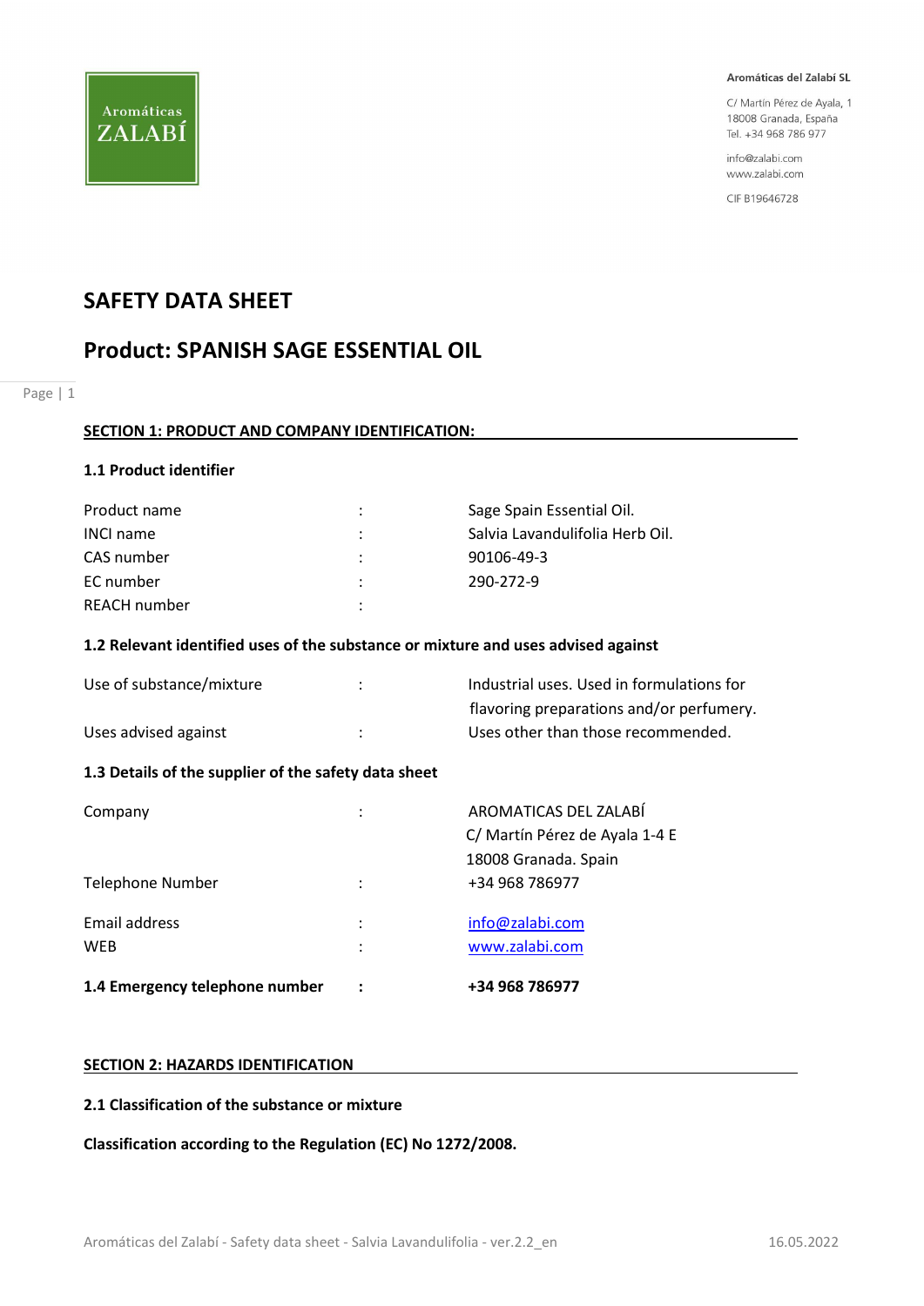Aromáticas del Zalabí SL

C/ Martín Pérez de Ayala, 1
18008 Granada, España
Tel. +34 968 786 977

info@zalabi.com
www.zalabi.com

CIF B19646728

# SAFETY DATA SHEET

# Product: SPANISH SAGE ESSENTIAL OIL

## SECTION 1: PRODUCT AND COMPANY IDENTIFICATION:

### 1.1 Product identifier

| | | |
|---|---|---|
| Product name | : | Sage Spain Essential Oil. |
| INCI name | : | Salvia Lavandulifolia Herb Oil. |
| CAS number | : | 90106-49-3 |
| EC number | : | 290-272-9 |
| REACH number | : | |

### 1.2 Relevant identified uses of the substance or mixture and uses advised against

| | | |
|---|---|---|
| Use of substance/mixture | : | Industrial uses. Used in formulations for flavoring preparations and/or perfumery. |
| Uses advised against | : | Uses other than those recommended. |

### 1.3 Details of the supplier of the safety data sheet

| | | |
|---|---|---|
| Company | : | AROMATICAS DEL ZALABÍ<br>C/ Martín Pérez de Ayala 1-4 E<br>18008 Granada. Spain |
| Telephone Number | : | +34 968 786977 |
| Email address | : | info@zalabi.com |
| WEB | : | www.zalabi.com |

### 1.4 Emergency telephone number : **+34 968 786977**

## SECTION 2: HAZARDS IDENTIFICATION

### 2.1 Classification of the substance or mixture

**Classification according to the Regulation (EC) No 1272/2008.**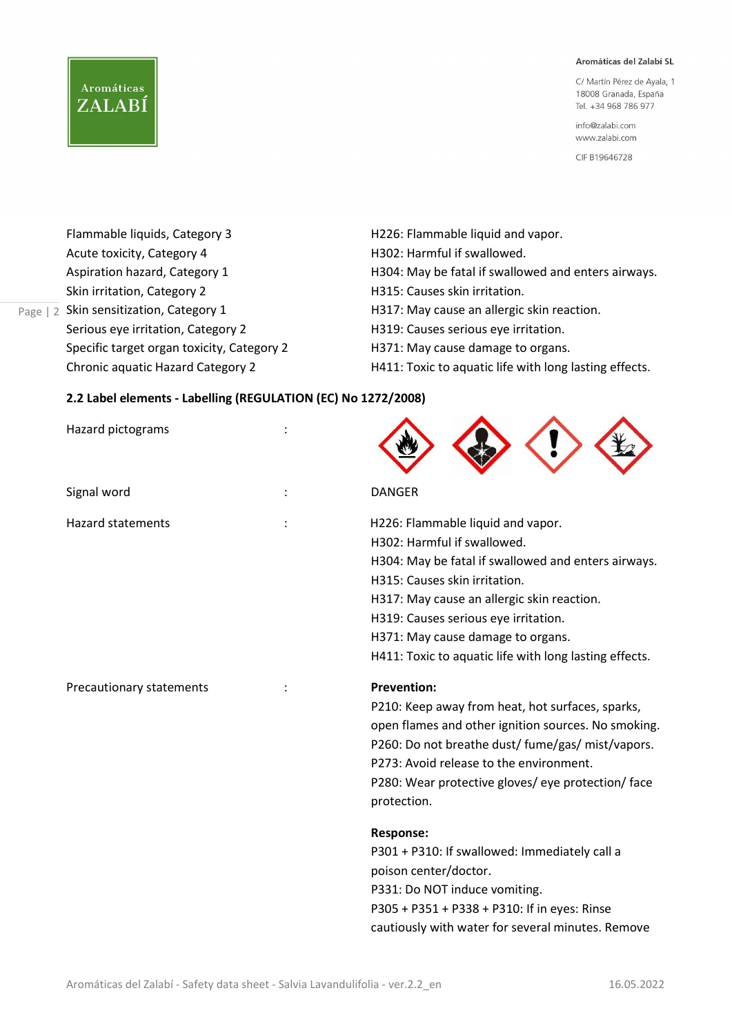| | |
|---|---|
| Flammable liquids, Category 3 | H226: Flammable liquid and vapor. |
| Acute toxicity, Category 4 | H302: Harmful if swallowed. |
| Aspiration hazard, Category 1 | H304: May be fatal if swallowed and enters airways. |
| Skin irritation, Category 2 | H315: Causes skin irritation. |
| Skin sensitization, Category 1 | H317: May cause an allergic skin reaction. |
| Serious eye irritation, Category 2 | H319: Causes serious eye irritation. |
| Specific target organ toxicity, Category 2 | H371: May cause damage to organs. |
| Chronic aquatic Hazard Category 2 | H411: Toxic to aquatic life with long lasting effects. |

**2.2 Label elements - Labelling (REGULATION (EC) No 1272/2008)**

Hazard pictograms :

Signal word : DANGER

Hazard statements :

H226: Flammable liquid and vapor.
H302: Harmful if swallowed.
H304: May be fatal if swallowed and enters airways.
H315: Causes skin irritation.
H317: May cause an allergic skin reaction.
H319: Causes serious eye irritation.
H371: May cause damage to organs.
H411: Toxic to aquatic life with long lasting effects.

Precautionary statements :

**Prevention:**
P210: Keep away from heat, hot surfaces, sparks, open flames and other ignition sources. No smoking.
P260: Do not breathe dust/ fume/gas/ mist/vapors.
P273: Avoid release to the environment.
P280: Wear protective gloves/ eye protection/ face protection.

**Response:**
P301 + P310: If swallowed: Immediately call a poison center/doctor.
P331: Do NOT induce vomiting.
P305 + P351 + P338 + P310: If in eyes: Rinse cautiously with water for several minutes. Remove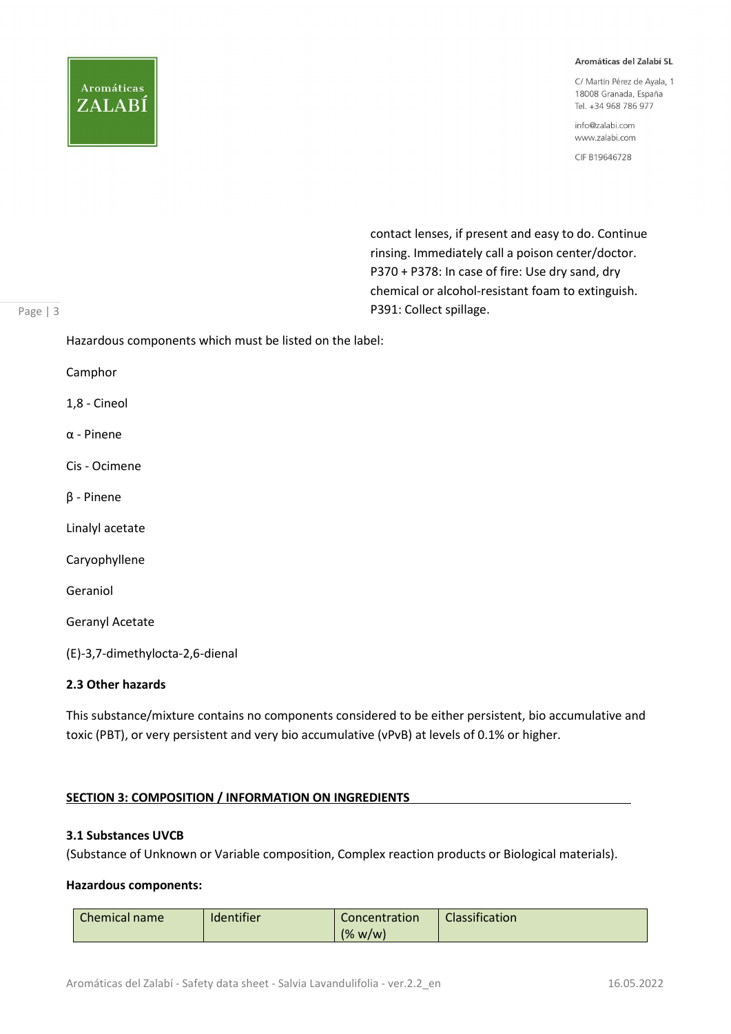contact lenses, if present and easy to do. Continue rinsing. Immediately call a poison center/doctor.
P370 + P378: In case of fire: Use dry sand, dry chemical or alcohol-resistant foam to extinguish.
P391: Collect spillage.

Hazardous components which must be listed on the label:

Camphor

1,8 - Cineol

α - Pinene

Cis - Ocimene

β - Pinene

Linalyl acetate

Caryophyllene

Geraniol

Geranyl Acetate

(E)-3,7-dimethylocta-2,6-dienal

### 2.3 Other hazards

This substance/mixture contains no components considered to be either persistent, bio accumulative and toxic (PBT), or very persistent and very bio accumulative (vPvB) at levels of 0.1% or higher.

## SECTION 3: COMPOSITION / INFORMATION ON INGREDIENTS

### 3.1 Substances UVCB

(Substance of Unknown or Variable composition, Complex reaction products or Biological materials).

**Hazardous components:**

| Chemical name | Identifier | Concentration (% w/w) | Classification |
|---|---|---|---|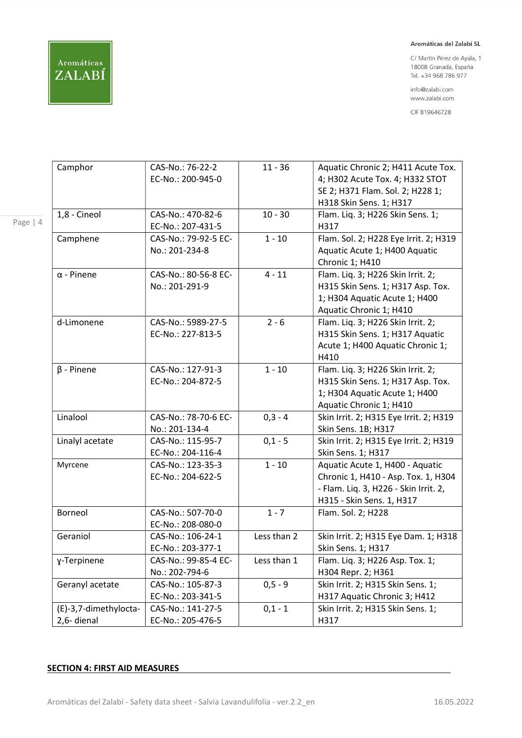| Camphor | CAS-No.: 76-22-2 EC-No.: 200-945-0 | 11 - 36 | Aquatic Chronic 2; H411 Acute Tox. 4; H302 Acute Tox. 4; H332 STOT SE 2; H371 Flam. Sol. 2; H228 1; H318 Skin Sens. 1; H317 |
|---|---|---|---|
| 1,8 - Cineol | CAS-No.: 470-82-6 EC-No.: 207-431-5 | 10 - 30 | Flam. Liq. 3; H226 Skin Sens. 1; H317 |
| Camphene | CAS-No.: 79-92-5 EC-No.: 201-234-8 | 1 - 10 | Flam. Sol. 2; H228 Eye Irrit. 2; H319 Aquatic Acute 1; H400 Aquatic Chronic 1; H410 |
| α - Pinene | CAS-No.: 80-56-8 EC-No.: 201-291-9 | 4 - 11 | Flam. Liq. 3; H226 Skin Irrit. 2; H315 Skin Sens. 1; H317 Asp. Tox. 1; H304 Aquatic Acute 1; H400 Aquatic Chronic 1; H410 |
| d-Limonene | CAS-No.: 5989-27-5 EC-No.: 227-813-5 | 2 - 6 | Flam. Liq. 3; H226 Skin Irrit. 2; H315 Skin Sens. 1; H317 Aquatic Acute 1; H400 Aquatic Chronic 1; H410 |
| β - Pinene | CAS-No.: 127-91-3 EC-No.: 204-872-5 | 1 - 10 | Flam. Liq. 3; H226 Skin Irrit. 2; H315 Skin Sens. 1; H317 Asp. Tox. 1; H304 Aquatic Acute 1; H400 Aquatic Chronic 1; H410 |
| Linalool | CAS-No.: 78-70-6 EC-No.: 201-134-4 | 0,3 - 4 | Skin Irrit. 2; H315 Eye Irrit. 2; H319 Skin Sens. 1B; H317 |
| Linalyl acetate | CAS-No.: 115-95-7 EC-No.: 204-116-4 | 0,1 - 5 | Skin Irrit. 2; H315 Eye Irrit. 2; H319 Skin Sens. 1; H317 |
| Myrcene | CAS-No.: 123-35-3 EC-No.: 204-622-5 | 1 - 10 | Aquatic Acute 1, H400 - Aquatic Chronic 1, H410 - Asp. Tox. 1, H304 - Flam. Liq. 3, H226 - Skin Irrit. 2, H315 - Skin Sens. 1, H317 |
| Borneol | CAS-No.: 507-70-0 EC-No.: 208-080-0 | 1 - 7 | Flam. Sol. 2; H228 |
| Geraniol | CAS-No.: 106-24-1 EC-No.: 203-377-1 | Less than 2 | Skin Irrit. 2; H315 Eye Dam. 1; H318 Skin Sens. 1; H317 |
| γ-Terpinene | CAS-No.: 99-85-4 EC-No.: 202-794-6 | Less than 1 | Flam. Liq. 3; H226 Asp. Tox. 1; H304 Repr. 2; H361 |
| Geranyl acetate | CAS-No.: 105-87-3 EC-No.: 203-341-5 | 0,5 - 9 | Skin Irrit. 2; H315 Skin Sens. 1; H317 Aquatic Chronic 3; H412 |
| (E)-3,7-dimethylocta-2,6- dienal | CAS-No.: 141-27-5 EC-No.: 205-476-5 | 0,1 - 1 | Skin Irrit. 2; H315 Skin Sens. 1; H317 |

**SECTION 4: FIRST AID MEASURES**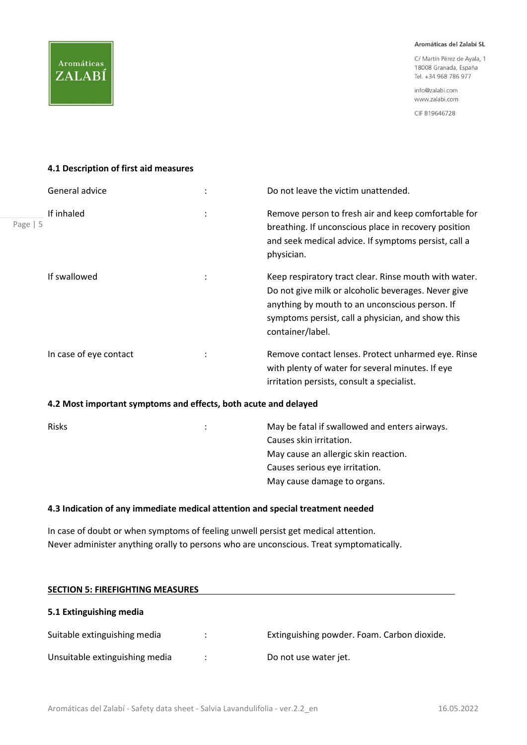### 4.1 Description of first aid measures

| | | |
|---|---|---|
| General advice | : | Do not leave the victim unattended. |
| If inhaled | : | Remove person to fresh air and keep comfortable for breathing. If unconscious place in recovery position and seek medical advice. If symptoms persist, call a physician. |
| If swallowed | : | Keep respiratory tract clear. Rinse mouth with water. Do not give milk or alcoholic beverages. Never give anything by mouth to an unconscious person. If symptoms persist, call a physician, and show this container/label. |
| In case of eye contact | : | Remove contact lenses. Protect unharmed eye. Rinse with plenty of water for several minutes. If eye irritation persists, consult a specialist. |

### 4.2 Most important symptoms and effects, both acute and delayed

| | | |
|---|---|---|
| Risks | : | May be fatal if swallowed and enters airways.<br>Causes skin irritation.<br>May cause an allergic skin reaction.<br>Causes serious eye irritation.<br>May cause damage to organs. |

### 4.3 Indication of any immediate medical attention and special treatment needed

In case of doubt or when symptoms of feeling unwell persist get medical attention.
Never administer anything orally to persons who are unconscious. Treat symptomatically.

## SECTION 5: FIREFIGHTING MEASURES

### 5.1 Extinguishing media

| | | |
|---|---|---|
| Suitable extinguishing media | : | Extinguishing powder. Foam. Carbon dioxide. |
| Unsuitable extinguishing media | : | Do not use water jet. |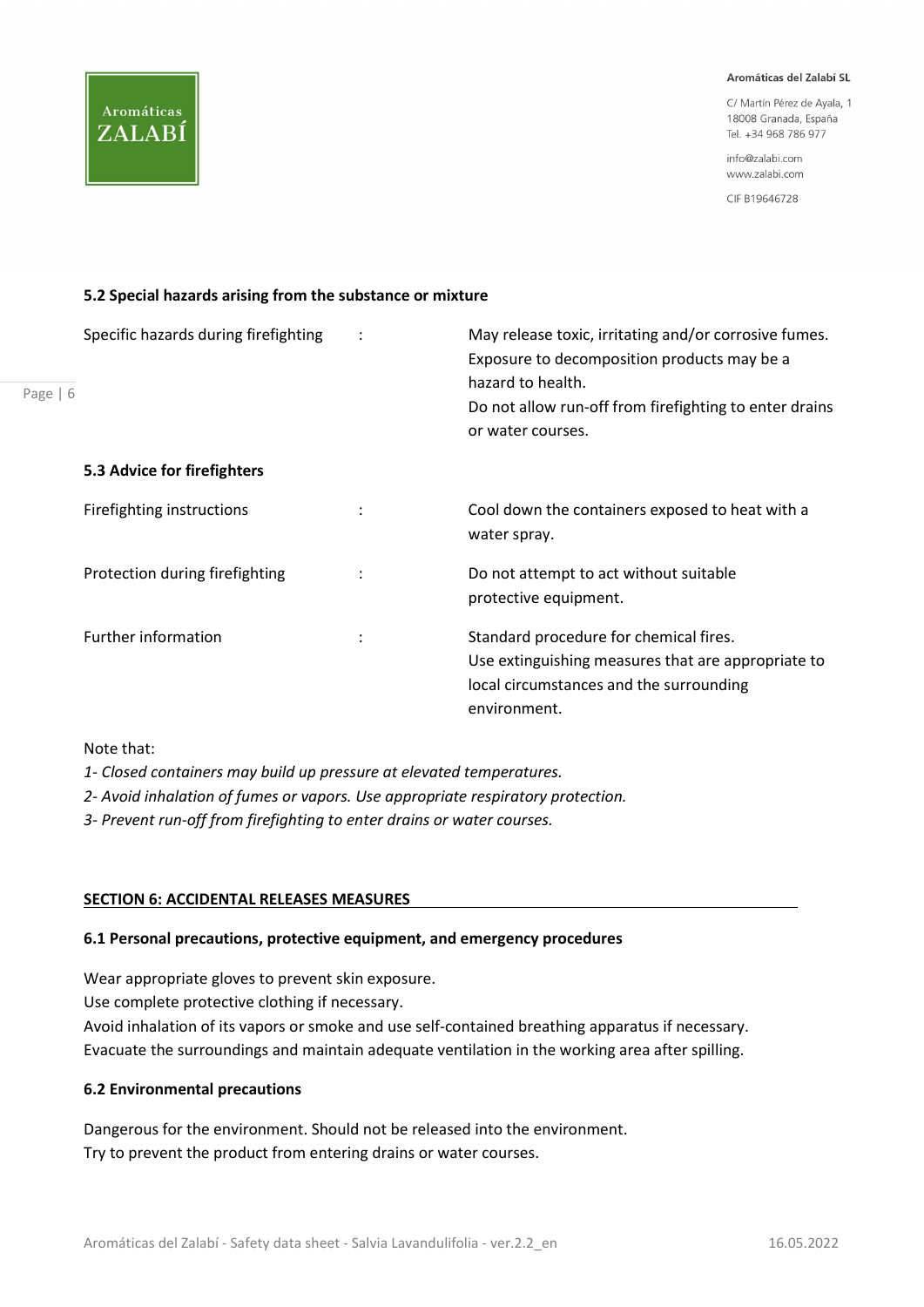### 5.2 Special hazards arising from the substance or mixture

| | | |
|---|---|---|
| Specific hazards during firefighting | : | May release toxic, irritating and/or corrosive fumes. Exposure to decomposition products may be a hazard to health. Do not allow run-off from firefighting to enter drains or water courses. |

### 5.3 Advice for firefighters

| | | |
|---|---|---|
| Firefighting instructions | : | Cool down the containers exposed to heat with a water spray. |
| Protection during firefighting | : | Do not attempt to act without suitable protective equipment. |
| Further information | : | Standard procedure for chemical fires. Use extinguishing measures that are appropriate to local circumstances and the surrounding environment. |

Note that:

*1- Closed containers may build up pressure at elevated temperatures.*

*2- Avoid inhalation of fumes or vapors. Use appropriate respiratory protection.*

*3- Prevent run-off from firefighting to enter drains or water courses.*

## SECTION 6: ACCIDENTAL RELEASES MEASURES

### 6.1 Personal precautions, protective equipment, and emergency procedures

Wear appropriate gloves to prevent skin exposure.
Use complete protective clothing if necessary.
Avoid inhalation of its vapors or smoke and use self-contained breathing apparatus if necessary.
Evacuate the surroundings and maintain adequate ventilation in the working area after spilling.

### 6.2 Environmental precautions

Dangerous for the environment. Should not be released into the environment.
Try to prevent the product from entering drains or water courses.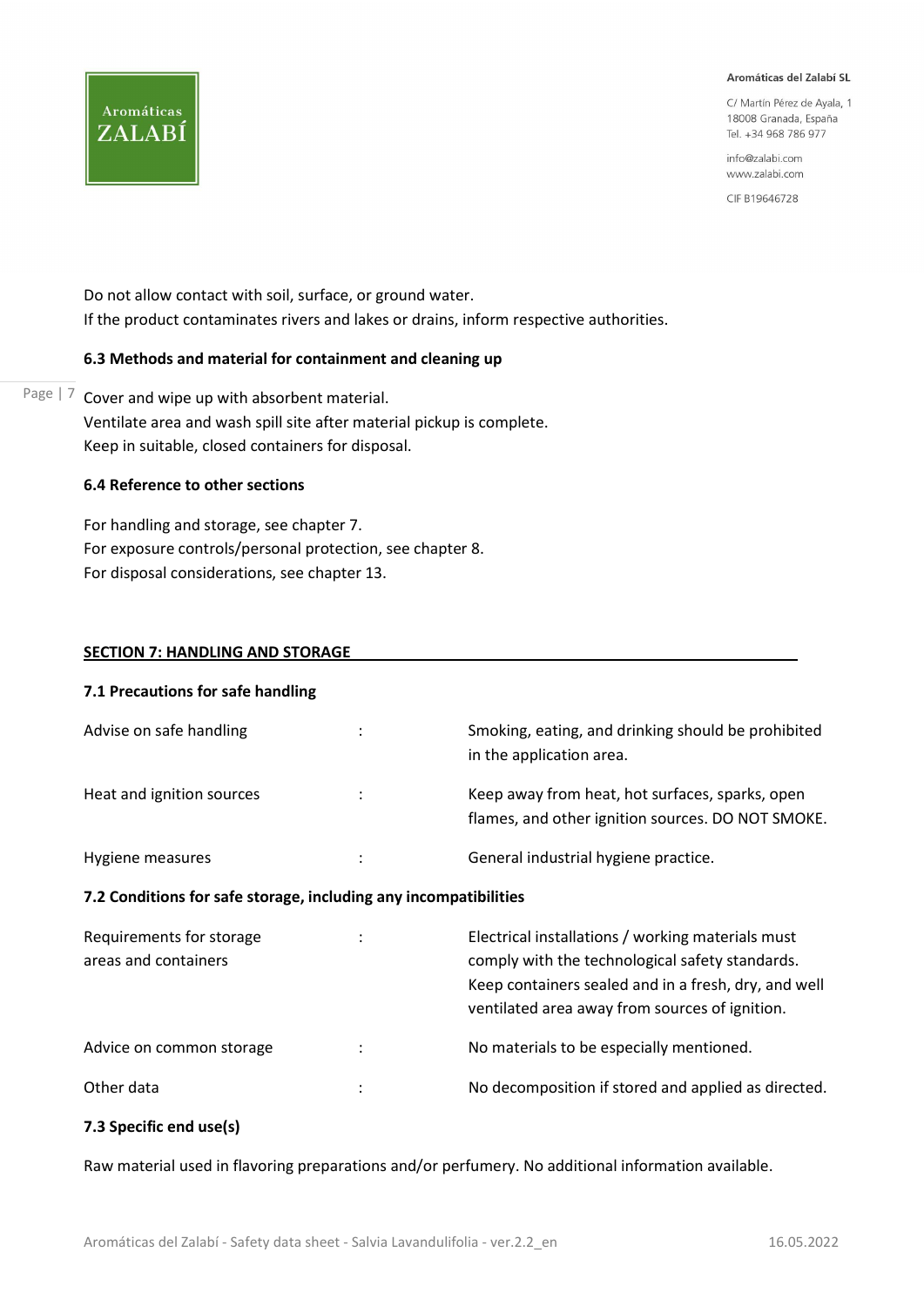Do not allow contact with soil, surface, or ground water.
If the product contaminates rivers and lakes or drains, inform respective authorities.

### 6.3 Methods and material for containment and cleaning up

Cover and wipe up with absorbent material.
Ventilate area and wash spill site after material pickup is complete.
Keep in suitable, closed containers for disposal.

### 6.4 Reference to other sections

For handling and storage, see chapter 7.
For exposure controls/personal protection, see chapter 8.
For disposal considerations, see chapter 13.

## SECTION 7: HANDLING AND STORAGE

### 7.1 Precautions for safe handling

| | | |
|---|---|---|
| Advise on safe handling | : | Smoking, eating, and drinking should be prohibited in the application area. |
| Heat and ignition sources | : | Keep away from heat, hot surfaces, sparks, open flames, and other ignition sources. DO NOT SMOKE. |
| Hygiene measures | : | General industrial hygiene practice. |

### 7.2 Conditions for safe storage, including any incompatibilities

| | | |
|---|---|---|
| Requirements for storage areas and containers | : | Electrical installations / working materials must comply with the technological safety standards. Keep containers sealed and in a fresh, dry, and well ventilated area away from sources of ignition. |
| Advice on common storage | : | No materials to be especially mentioned. |
| Other data | : | No decomposition if stored and applied as directed. |

### 7.3 Specific end use(s)

Raw material used in flavoring preparations and/or perfumery. No additional information available.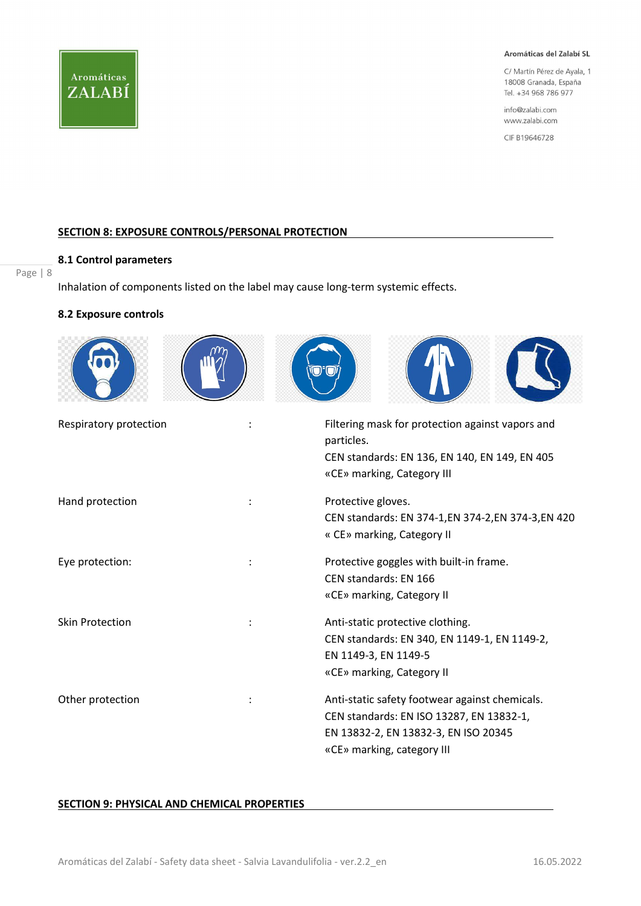## SECTION 8: EXPOSURE CONTROLS/PERSONAL PROTECTION

### 8.1 Control parameters

Inhalation of components listed on the label may cause long-term systemic effects.

### 8.2 Exposure controls

| | | |
|---|---|---|
| Respiratory protection | : | Filtering mask for protection against vapors and particles.<br>CEN standards: EN 136, EN 140, EN 149, EN 405<br>«CE» marking, Category III |
| Hand protection | : | Protective gloves.<br>CEN standards: EN 374-1,EN 374-2,EN 374-3,EN 420<br>« CE» marking, Category II |
| Eye protection: | : | Protective goggles with built-in frame.<br>CEN standards: EN 166<br>«CE» marking, Category II |
| Skin Protection | : | Anti-static protective clothing.<br>CEN standards: EN 340, EN 1149-1, EN 1149-2, EN 1149-3, EN 1149-5<br>«CE» marking, Category II |
| Other protection | : | Anti-static safety footwear against chemicals.<br>CEN standards: EN ISO 13287, EN 13832-1, EN 13832-2, EN 13832-3, EN ISO 20345<br>«CE» marking, category III |

## SECTION 9: PHYSICAL AND CHEMICAL PROPERTIES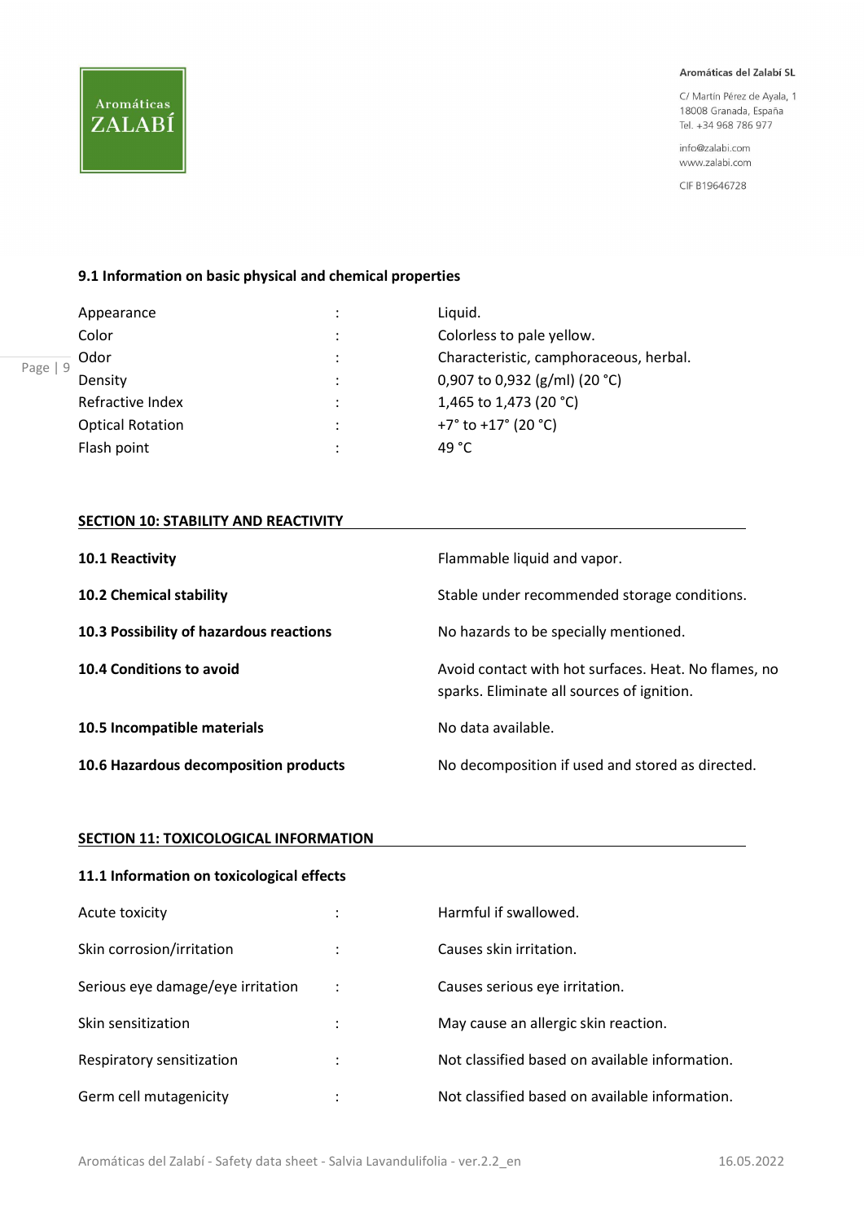### 9.1 Information on basic physical and chemical properties

| | | |
|---|---|---|
| Appearance | : | Liquid. |
| Color | : | Colorless to pale yellow. |
| Odor | : | Characteristic, camphoraceous, herbal. |
| Density | : | 0,907 to 0,932 (g/ml) (20 °C) |
| Refractive Index | : | 1,465 to 1,473 (20 °C) |
| Optical Rotation | : | +7° to +17° (20 °C) |
| Flash point | : | 49 °C |

## SECTION 10: STABILITY AND REACTIVITY

| | |
|---|---|
| **10.1 Reactivity** | Flammable liquid and vapor. |
| **10.2 Chemical stability** | Stable under recommended storage conditions. |
| **10.3 Possibility of hazardous reactions** | No hazards to be specially mentioned. |
| **10.4 Conditions to avoid** | Avoid contact with hot surfaces. Heat. No flames, no sparks. Eliminate all sources of ignition. |
| **10.5 Incompatible materials** | No data available. |
| **10.6 Hazardous decomposition products** | No decomposition if used and stored as directed. |

## SECTION 11: TOXICOLOGICAL INFORMATION

### 11.1 Information on toxicological effects

| | | |
|---|---|---|
| Acute toxicity | : | Harmful if swallowed. |
| Skin corrosion/irritation | : | Causes skin irritation. |
| Serious eye damage/eye irritation | : | Causes serious eye irritation. |
| Skin sensitization | : | May cause an allergic skin reaction. |
| Respiratory sensitization | : | Not classified based on available information. |
| Germ cell mutagenicity | : | Not classified based on available information. |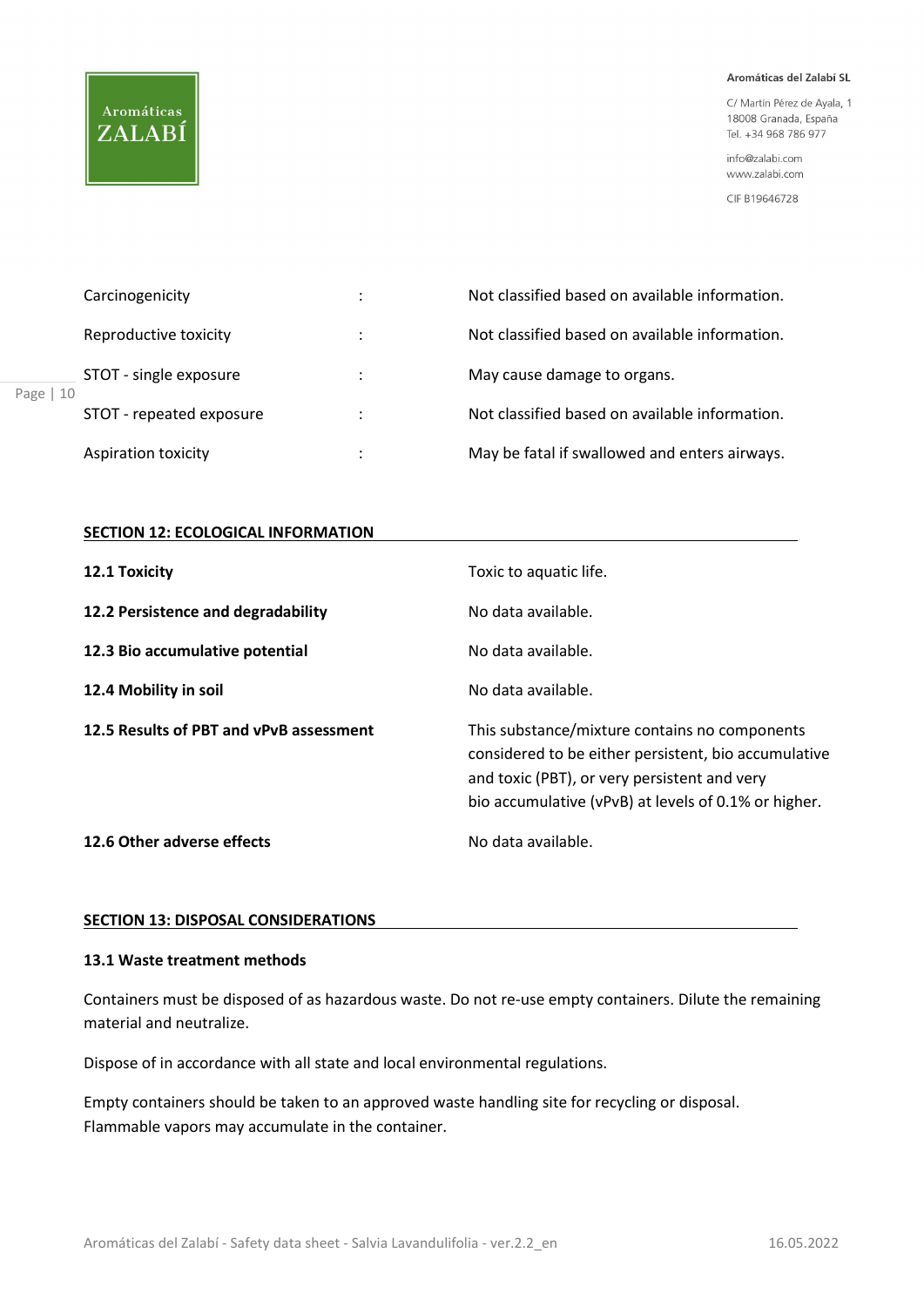| | | |
|---|---|---|
| Carcinogenicity | : | Not classified based on available information. |
| Reproductive toxicity | : | Not classified based on available information. |
| STOT - single exposure | : | May cause damage to organs. |
| STOT - repeated exposure | : | Not classified based on available information. |
| Aspiration toxicity | : | May be fatal if swallowed and enters airways. |

## SECTION 12: ECOLOGICAL INFORMATION

| | |
|---|---|
| **12.1 Toxicity** | Toxic to aquatic life. |
| **12.2 Persistence and degradability** | No data available. |
| **12.3 Bio accumulative potential** | No data available. |
| **12.4 Mobility in soil** | No data available. |
| **12.5 Results of PBT and vPvB assessment** | This substance/mixture contains no components considered to be either persistent, bio accumulative and toxic (PBT), or very persistent and very bio accumulative (vPvB) at levels of 0.1% or higher. |
| **12.6 Other adverse effects** | No data available. |

## SECTION 13: DISPOSAL CONSIDERATIONS

### 13.1 Waste treatment methods

Containers must be disposed of as hazardous waste. Do not re-use empty containers. Dilute the remaining material and neutralize.

Dispose of in accordance with all state and local environmental regulations.

Empty containers should be taken to an approved waste handling site for recycling or disposal.
Flammable vapors may accumulate in the container.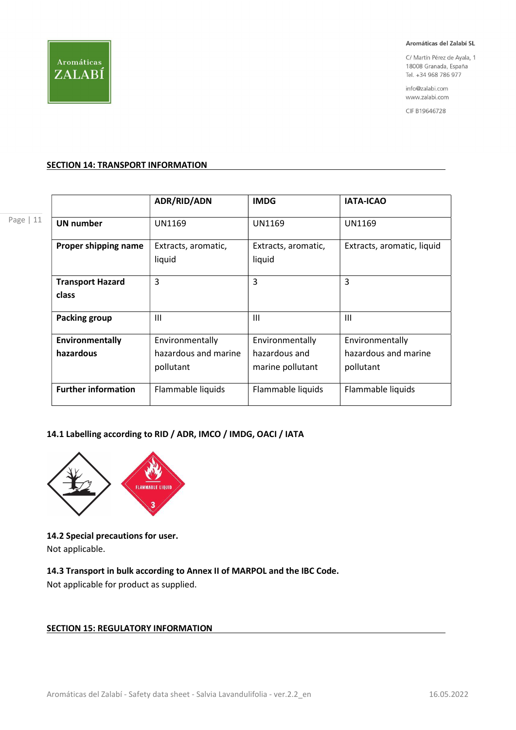## SECTION 14: TRANSPORT INFORMATION

| | ADR/RID/ADN | IMDG | IATA-ICAO |
|---|---|---|---|
| **UN number** | UN1169 | UN1169 | UN1169 |
| **Proper shipping name** | Extracts, aromatic, liquid | Extracts, aromatic, liquid | Extracts, aromatic, liquid |
| **Transport Hazard class** | 3 | 3 | 3 |
| **Packing group** | III | III | III |
| **Environmentally hazardous** | Environmentally hazardous and marine pollutant | Environmentally hazardous and marine pollutant | Environmentally hazardous and marine pollutant |
| **Further information** | Flammable liquids | Flammable liquids | Flammable liquids |

### 14.1 Labelling according to RID / ADR, IMCO / IMDG, OACI / IATA

### 14.2 Special precautions for user.

Not applicable.

### 14.3 Transport in bulk according to Annex II of MARPOL and the IBC Code.

Not applicable for product as supplied.

## SECTION 15: REGULATORY INFORMATION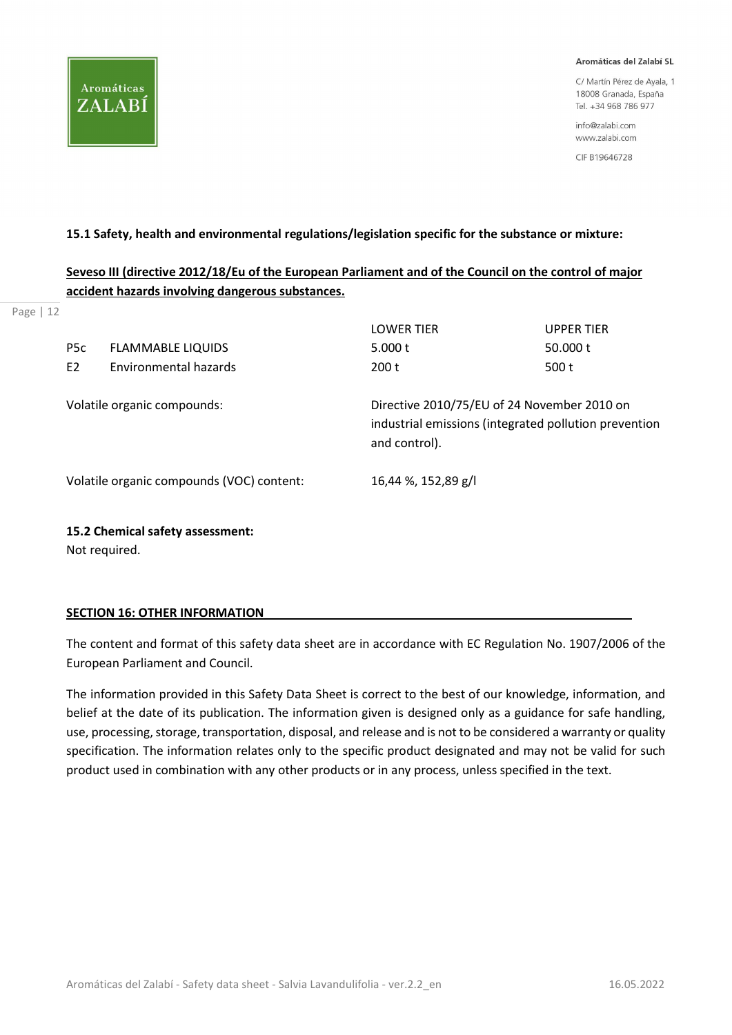### 15.1 Safety, health and environmental regulations/legislation specific for the substance or mixture:

**Seveso III (directive 2012/18/Eu of the European Parliament and of the Council on the control of major accident hazards involving dangerous substances.**

| | | LOWER TIER | UPPER TIER |
|---|---|---|---|
| P5c | FLAMMABLE LIQUIDS | 5.000 t | 50.000 t |
| E2 | Environmental hazards | 200 t | 500 t |

| | |
|---|---|
| Volatile organic compounds: | Directive 2010/75/EU of 24 November 2010 on industrial emissions (integrated pollution prevention and control). |
| Volatile organic compounds (VOC) content: | 16,44 %, 152,89 g/l |

### 15.2 Chemical safety assessment:

Not required.

## SECTION 16: OTHER INFORMATION

The content and format of this safety data sheet are in accordance with EC Regulation No. 1907/2006 of the European Parliament and Council.

The information provided in this Safety Data Sheet is correct to the best of our knowledge, information, and belief at the date of its publication. The information given is designed only as a guidance for safe handling, use, processing, storage, transportation, disposal, and release and is not to be considered a warranty or quality specification. The information relates only to the specific product designated and may not be valid for such product used in combination with any other products or in any process, unless specified in the text.